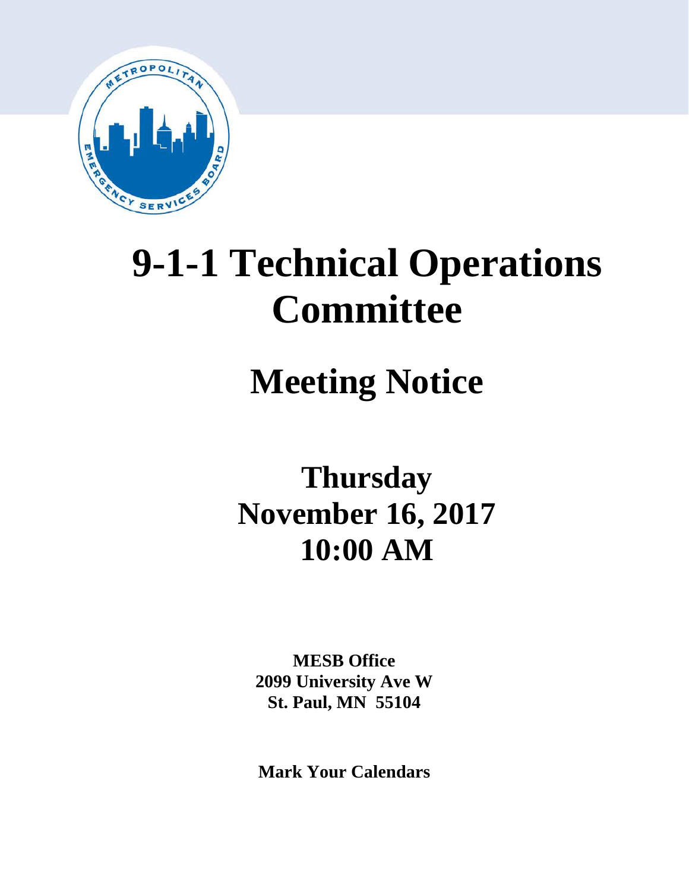# 9-1-1 Technical Operations Committee

## Meeting Notice

**Thursday**
**November 16, 2017**
**10:00 AM**

**MESB Office**
**2099 University Ave W**
**St. Paul, MN 55104**

**Mark Your Calendars**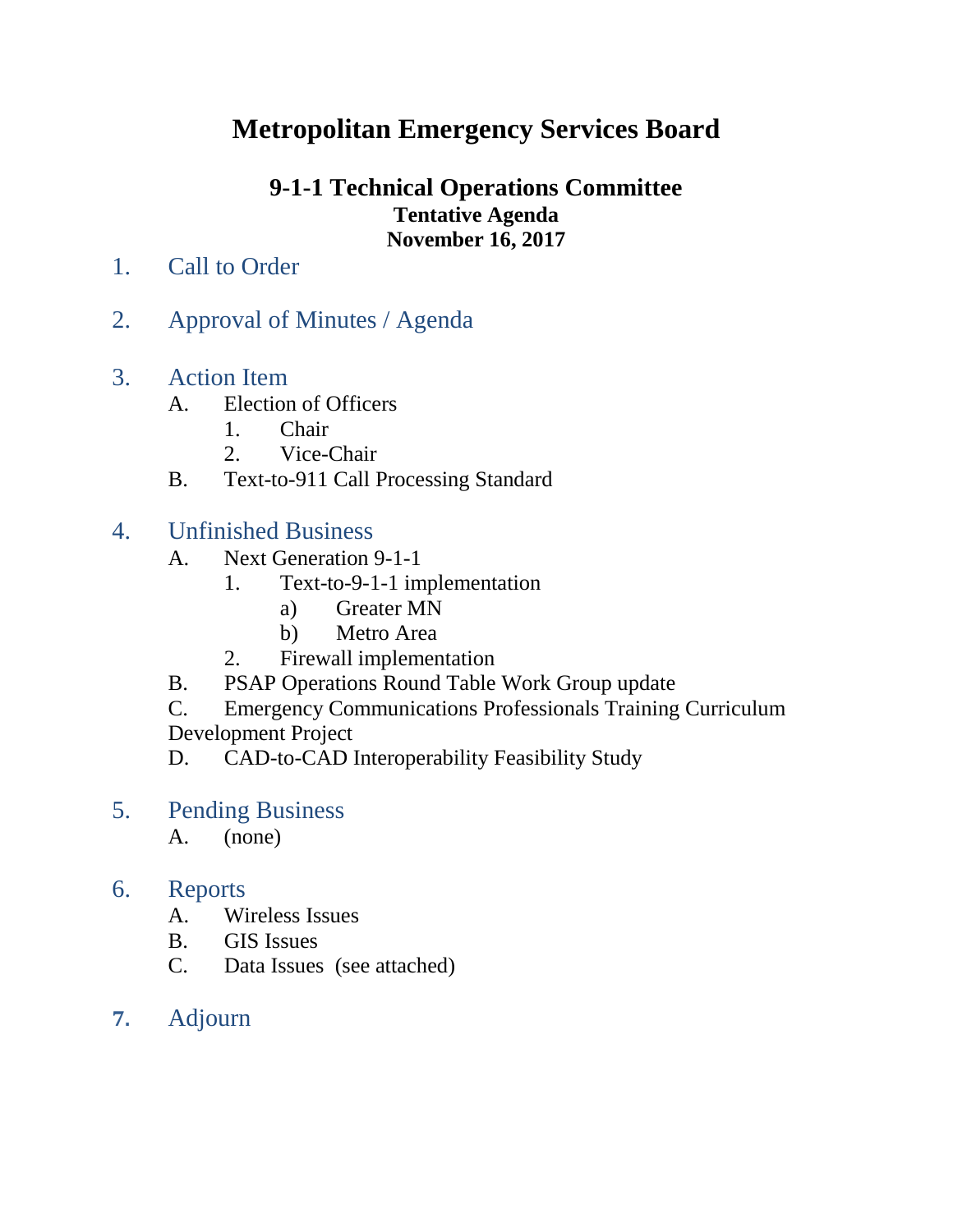# Metropolitan Emergency Services Board

## 9-1-1 Technical Operations Committee

**Tentative Agenda**

**November 16, 2017**

1. Call to Order

2. Approval of Minutes / Agenda

3. Action Item
   - A. Election of Officers
     1. Chair
     2. Vice-Chair
   - B. Text-to-911 Call Processing Standard

4. Unfinished Business
   - A. Next Generation 9-1-1
     1. Text-to-9-1-1 implementation
        - a) Greater MN
        - b) Metro Area
     2. Firewall implementation
   - B. PSAP Operations Round Table Work Group update
   - C. Emergency Communications Professionals Training Curriculum Development Project
   - D. CAD-to-CAD Interoperability Feasibility Study

5. Pending Business
   - A. (none)

6. Reports
   - A. Wireless Issues
   - B. GIS Issues
   - C. Data Issues (see attached)

7. Adjourn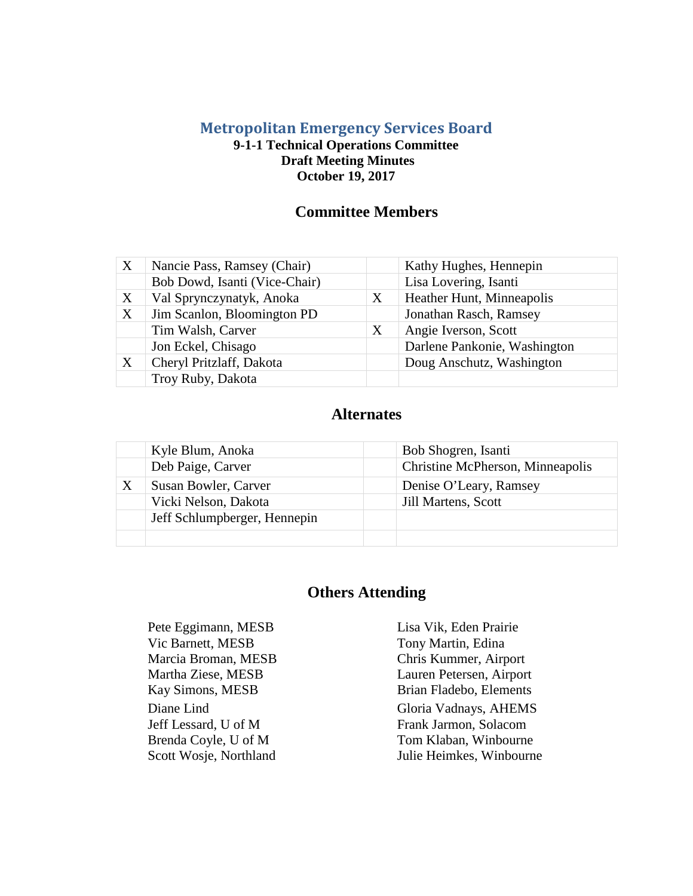# Metropolitan Emergency Services Board

**9-1-1 Technical Operations Committee**
**Draft Meeting Minutes**
**October 19, 2017**

## Committee Members

| | | | |
|---|---|---|---|
| X | Nancie Pass, Ramsey (Chair) | | Kathy Hughes, Hennepin |
| | Bob Dowd, Isanti (Vice-Chair) | | Lisa Lovering, Isanti |
| X | Val Sprynczynatyk, Anoka | X | Heather Hunt, Minneapolis |
| X | Jim Scanlon, Bloomington PD | | Jonathan Rasch, Ramsey |
| | Tim Walsh, Carver | X | Angie Iverson, Scott |
| | Jon Eckel, Chisago | | Darlene Pankonie, Washington |
| X | Cheryl Pritzlaff, Dakota | | Doug Anschutz, Washington |
| | Troy Ruby, Dakota | | |

## Alternates

| | | | |
|---|---|---|---|
| | Kyle Blum, Anoka | | Bob Shogren, Isanti |
| | Deb Paige, Carver | | Christine McPherson, Minneapolis |
| X | Susan Bowler, Carver | | Denise O'Leary, Ramsey |
| | Vicki Nelson, Dakota | | Jill Martens, Scott |
| | Jeff Schlumpberger, Hennepin | | |
| | | | |

## Others Attending

Pete Eggimann, MESB
Vic Barnett, MESB
Marcia Broman, MESB
Martha Ziese, MESB
Kay Simons, MESB
Diane Lind
Jeff Lessard, U of M
Brenda Coyle, U of M
Scott Wosje, Northland
Lisa Vik, Eden Prairie
Tony Martin, Edina
Chris Kummer, Airport
Lauren Petersen, Airport
Brian Fladebo, Elements
Gloria Vadnays, AHEMS
Frank Jarmon, Solacom
Tom Klaban, Winbourne
Julie Heimkes, Winbourne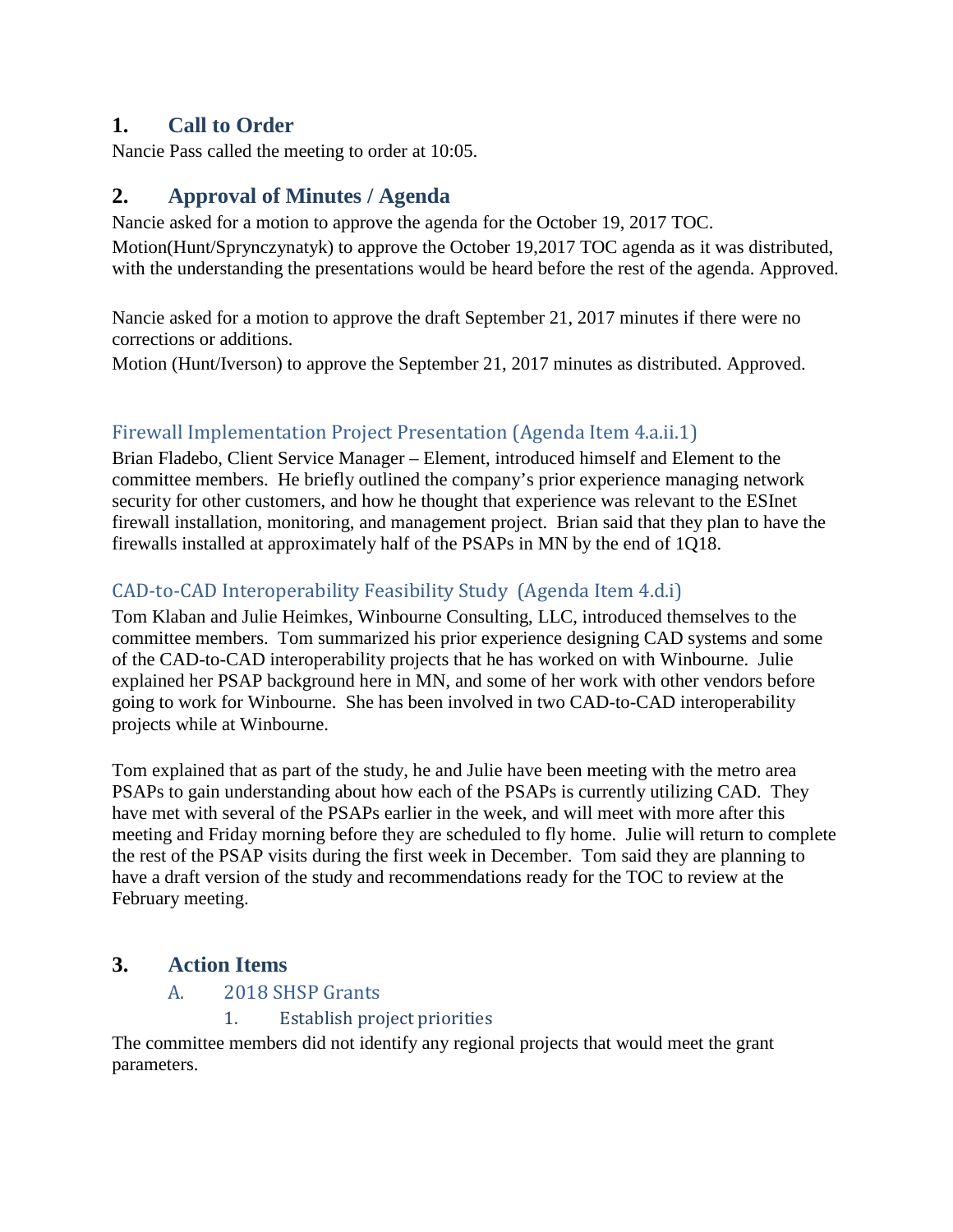## 1. Call to Order

Nancie Pass called the meeting to order at 10:05.

## 2. Approval of Minutes / Agenda

Nancie asked for a motion to approve the agenda for the October 19, 2017 TOC.

Motion(Hunt/Sprynczynatyk) to approve the October 19,2017 TOC agenda as it was distributed, with the understanding the presentations would be heard before the rest of the agenda. Approved.

Nancie asked for a motion to approve the draft September 21, 2017 minutes if there were no corrections or additions.

Motion (Hunt/Iverson) to approve the September 21, 2017 minutes as distributed. Approved.

### Firewall Implementation Project Presentation (Agenda Item 4.a.ii.1)

Brian Fladebo, Client Service Manager – Element, introduced himself and Element to the committee members. He briefly outlined the company's prior experience managing network security for other customers, and how he thought that experience was relevant to the ESInet firewall installation, monitoring, and management project. Brian said that they plan to have the firewalls installed at approximately half of the PSAPs in MN by the end of 1Q18.

### CAD-to-CAD Interoperability Feasibility Study (Agenda Item 4.d.i)

Tom Klaban and Julie Heimkes, Winbourne Consulting, LLC, introduced themselves to the committee members. Tom summarized his prior experience designing CAD systems and some of the CAD-to-CAD interoperability projects that he has worked on with Winbourne. Julie explained her PSAP background here in MN, and some of her work with other vendors before going to work for Winbourne. She has been involved in two CAD-to-CAD interoperability projects while at Winbourne.

Tom explained that as part of the study, he and Julie have been meeting with the metro area PSAPs to gain understanding about how each of the PSAPs is currently utilizing CAD. They have met with several of the PSAPs earlier in the week, and will meet with more after this meeting and Friday morning before they are scheduled to fly home. Julie will return to complete the rest of the PSAP visits during the first week in December. Tom said they are planning to have a draft version of the study and recommendations ready for the TOC to review at the February meeting.

## 3. Action Items

### A. 2018 SHSP Grants

#### 1. Establish project priorities

The committee members did not identify any regional projects that would meet the grant parameters.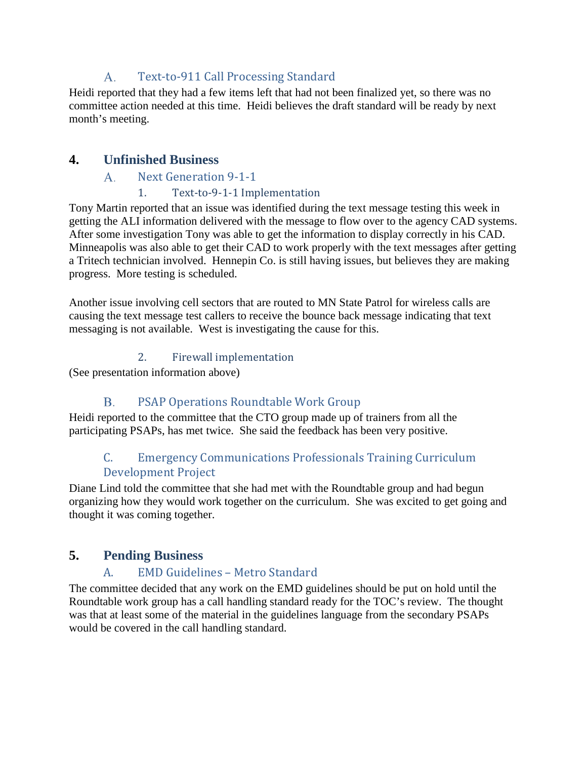### A. Text-to-911 Call Processing Standard

Heidi reported that they had a few items left that had not been finalized yet, so there was no committee action needed at this time. Heidi believes the draft standard will be ready by next month's meeting.

## 4. Unfinished Business

### A. Next Generation 9-1-1

#### 1. Text-to-9-1-1 Implementation

Tony Martin reported that an issue was identified during the text message testing this week in getting the ALI information delivered with the message to flow over to the agency CAD systems. After some investigation Tony was able to get the information to display correctly in his CAD. Minneapolis was also able to get their CAD to work properly with the text messages after getting a Tritech technician involved. Hennepin Co. is still having issues, but believes they are making progress. More testing is scheduled.

Another issue involving cell sectors that are routed to MN State Patrol for wireless calls are causing the text message test callers to receive the bounce back message indicating that text messaging is not available. West is investigating the cause for this.

#### 2. Firewall implementation

(See presentation information above)

### B. PSAP Operations Roundtable Work Group

Heidi reported to the committee that the CTO group made up of trainers from all the participating PSAPs, has met twice. She said the feedback has been very positive.

### C. Emergency Communications Professionals Training Curriculum Development Project

Diane Lind told the committee that she had met with the Roundtable group and had begun organizing how they would work together on the curriculum. She was excited to get going and thought it was coming together.

## 5. Pending Business

### A. EMD Guidelines – Metro Standard

The committee decided that any work on the EMD guidelines should be put on hold until the Roundtable work group has a call handling standard ready for the TOC's review. The thought was that at least some of the material in the guidelines language from the secondary PSAPs would be covered in the call handling standard.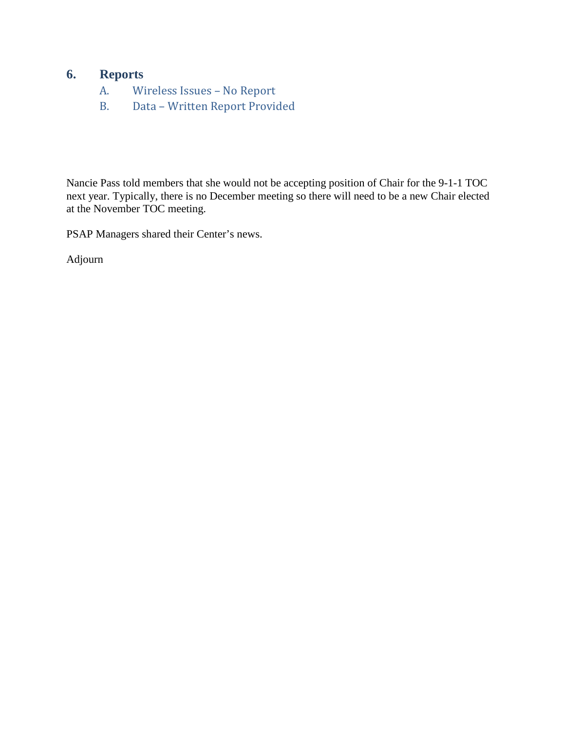## 6. Reports

A. Wireless Issues – No Report

B. Data – Written Report Provided

Nancie Pass told members that she would not be accepting position of Chair for the 9-1-1 TOC next year. Typically, there is no December meeting so there will need to be a new Chair elected at the November TOC meeting.

PSAP Managers shared their Center's news.

Adjourn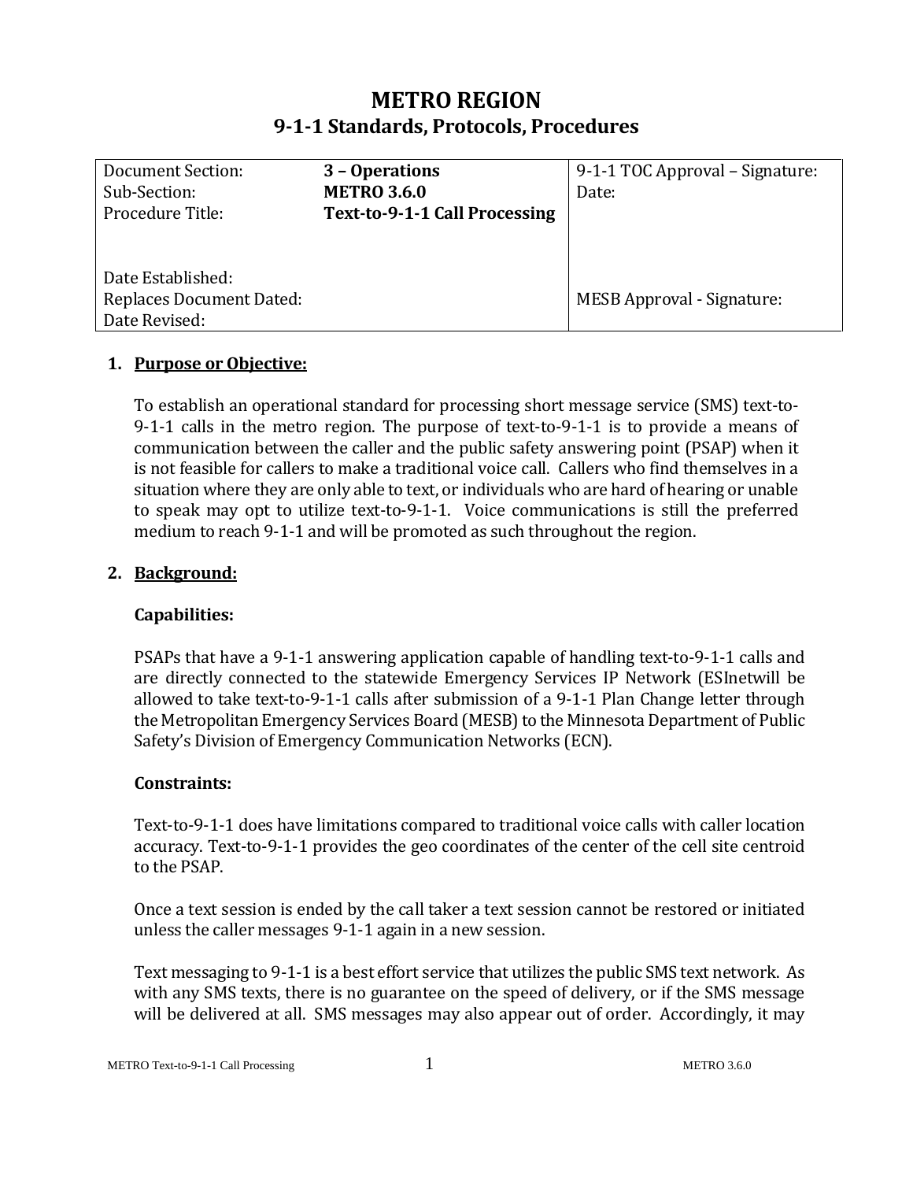# METRO REGION
## 9-1-1 Standards, Protocols, Procedures

| | | |
|---|---|---|
| Document Section:<br>Sub-Section:<br>Procedure Title:<br><br>Date Established:<br>Replaces Document Dated:<br>Date Revised: | **3 – Operations**<br>**METRO 3.6.0**<br>**Text-to-9-1-1 Call Processing** | 9-1-1 TOC Approval – Signature:<br>Date:<br><br>MESB Approval - Signature: |

1. **Purpose or Objective:**

   To establish an operational standard for processing short message service (SMS) text-to-9-1-1 calls in the metro region. The purpose of text-to-9-1-1 is to provide a means of communication between the caller and the public safety answering point (PSAP) when it is not feasible for callers to make a traditional voice call. Callers who find themselves in a situation where they are only able to text, or individuals who are hard of hearing or unable to speak may opt to utilize text-to-9-1-1. Voice communications is still the preferred medium to reach 9-1-1 and will be promoted as such throughout the region.

2. **Background:**

   **Capabilities:**

   PSAPs that have a 9-1-1 answering application capable of handling text-to-9-1-1 calls and are directly connected to the statewide Emergency Services IP Network (ESInetwill be allowed to take text-to-9-1-1 calls after submission of a 9-1-1 Plan Change letter through the Metropolitan Emergency Services Board (MESB) to the Minnesota Department of Public Safety's Division of Emergency Communication Networks (ECN).

   **Constraints:**

   Text-to-9-1-1 does have limitations compared to traditional voice calls with caller location accuracy. Text-to-9-1-1 provides the geo coordinates of the center of the cell site centroid to the PSAP.

   Once a text session is ended by the call taker a text session cannot be restored or initiated unless the caller messages 9-1-1 again in a new session.

   Text messaging to 9-1-1 is a best effort service that utilizes the public SMS text network. As with any SMS texts, there is no guarantee on the speed of delivery, or if the SMS message will be delivered at all. SMS messages may also appear out of order. Accordingly, it may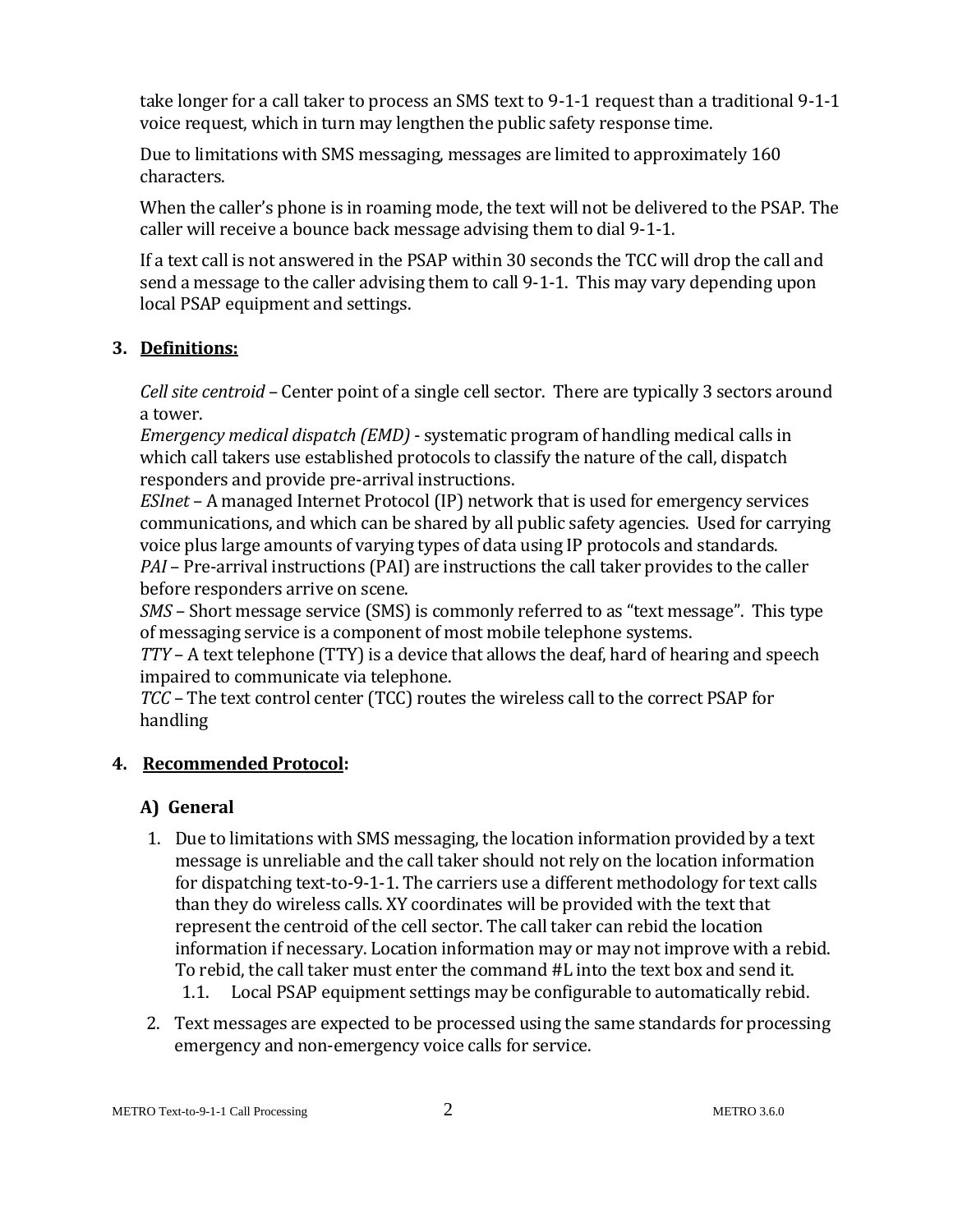take longer for a call taker to process an SMS text to 9-1-1 request than a traditional 9-1-1 voice request, which in turn may lengthen the public safety response time.

Due to limitations with SMS messaging, messages are limited to approximately 160 characters.

When the caller's phone is in roaming mode, the text will not be delivered to the PSAP. The caller will receive a bounce back message advising them to dial 9-1-1.

If a text call is not answered in the PSAP within 30 seconds the TCC will drop the call and send a message to the caller advising them to call 9-1-1. This may vary depending upon local PSAP equipment and settings.

## 3. Definitions:

*Cell site centroid* – Center point of a single cell sector. There are typically 3 sectors around a tower.
*Emergency medical dispatch (EMD)* - systematic program of handling medical calls in which call takers use established protocols to classify the nature of the call, dispatch responders and provide pre-arrival instructions.
*ESInet* – A managed Internet Protocol (IP) network that is used for emergency services communications, and which can be shared by all public safety agencies. Used for carrying voice plus large amounts of varying types of data using IP protocols and standards.
*PAI* – Pre-arrival instructions (PAI) are instructions the call taker provides to the caller before responders arrive on scene.
*SMS* – Short message service (SMS) is commonly referred to as "text message". This type of messaging service is a component of most mobile telephone systems.
*TTY* – A text telephone (TTY) is a device that allows the deaf, hard of hearing and speech impaired to communicate via telephone.
*TCC* – The text control center (TCC) routes the wireless call to the correct PSAP for handling

## 4. Recommended Protocol:

### A) General

1. Due to limitations with SMS messaging, the location information provided by a text message is unreliable and the call taker should not rely on the location information for dispatching text-to-9-1-1. The carriers use a different methodology for text calls than they do wireless calls. XY coordinates will be provided with the text that represent the centroid of the cell sector. The call taker can rebid the location information if necessary. Location information may or may not improve with a rebid. To rebid, the call taker must enter the command #L into the text box and send it.
   1.1. Local PSAP equipment settings may be configurable to automatically rebid.
2. Text messages are expected to be processed using the same standards for processing emergency and non-emergency voice calls for service.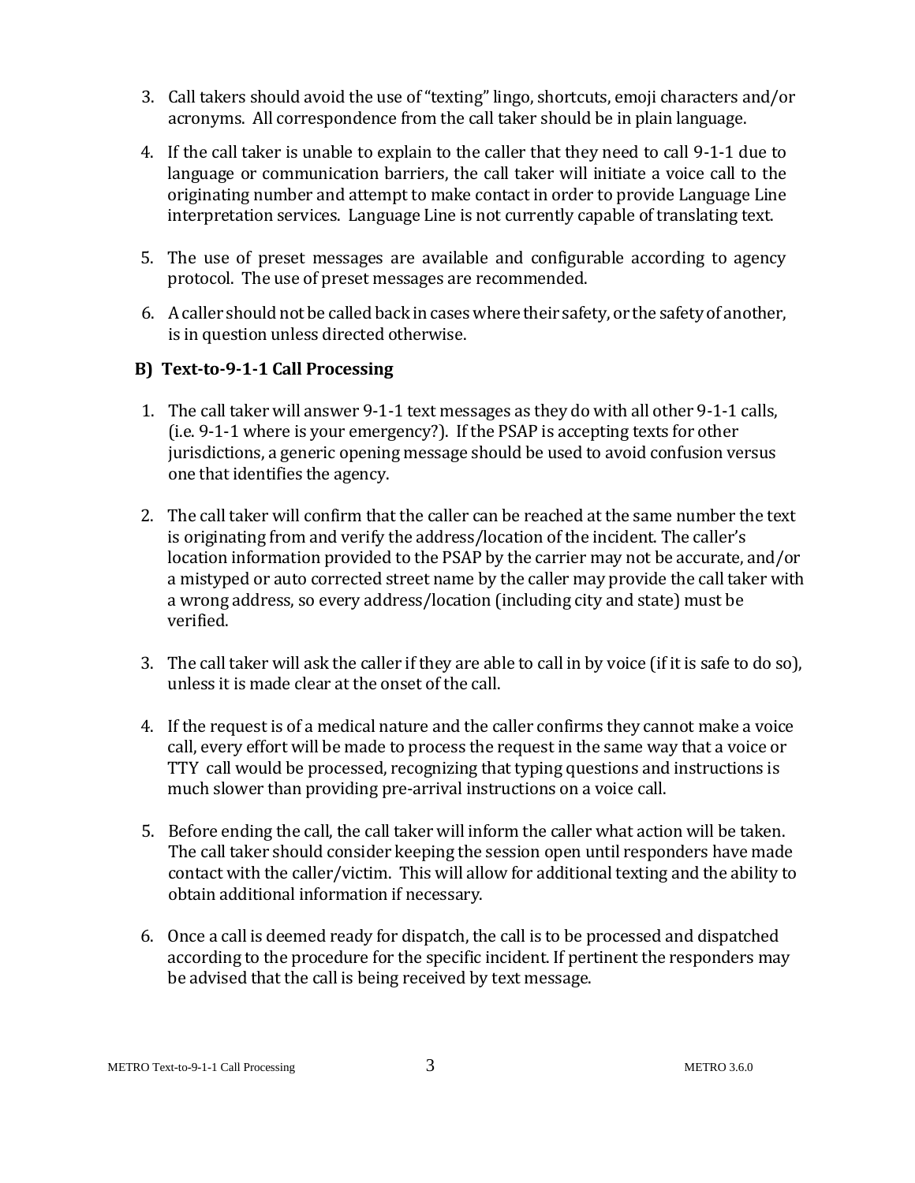3. Call takers should avoid the use of "texting" lingo, shortcuts, emoji characters and/or acronyms. All correspondence from the call taker should be in plain language.

4. If the call taker is unable to explain to the caller that they need to call 9-1-1 due to language or communication barriers, the call taker will initiate a voice call to the originating number and attempt to make contact in order to provide Language Line interpretation services. Language Line is not currently capable of translating text.

5. The use of preset messages are available and configurable according to agency protocol. The use of preset messages are recommended.

6. A caller should not be called back in cases where their safety, or the safety of another, is in question unless directed otherwise.

### B) Text-to-9-1-1 Call Processing

1. The call taker will answer 9-1-1 text messages as they do with all other 9-1-1 calls, (i.e. 9-1-1 where is your emergency?). If the PSAP is accepting texts for other jurisdictions, a generic opening message should be used to avoid confusion versus one that identifies the agency.

2. The call taker will confirm that the caller can be reached at the same number the text is originating from and verify the address/location of the incident. The caller's location information provided to the PSAP by the carrier may not be accurate, and/or a mistyped or auto corrected street name by the caller may provide the call taker with a wrong address, so every address/location (including city and state) must be verified.

3. The call taker will ask the caller if they are able to call in by voice (if it is safe to do so), unless it is made clear at the onset of the call.

4. If the request is of a medical nature and the caller confirms they cannot make a voice call, every effort will be made to process the request in the same way that a voice or TTY call would be processed, recognizing that typing questions and instructions is much slower than providing pre-arrival instructions on a voice call.

5. Before ending the call, the call taker will inform the caller what action will be taken. The call taker should consider keeping the session open until responders have made contact with the caller/victim. This will allow for additional texting and the ability to obtain additional information if necessary.

6. Once a call is deemed ready for dispatch, the call is to be processed and dispatched according to the procedure for the specific incident. If pertinent the responders may be advised that the call is being received by text message.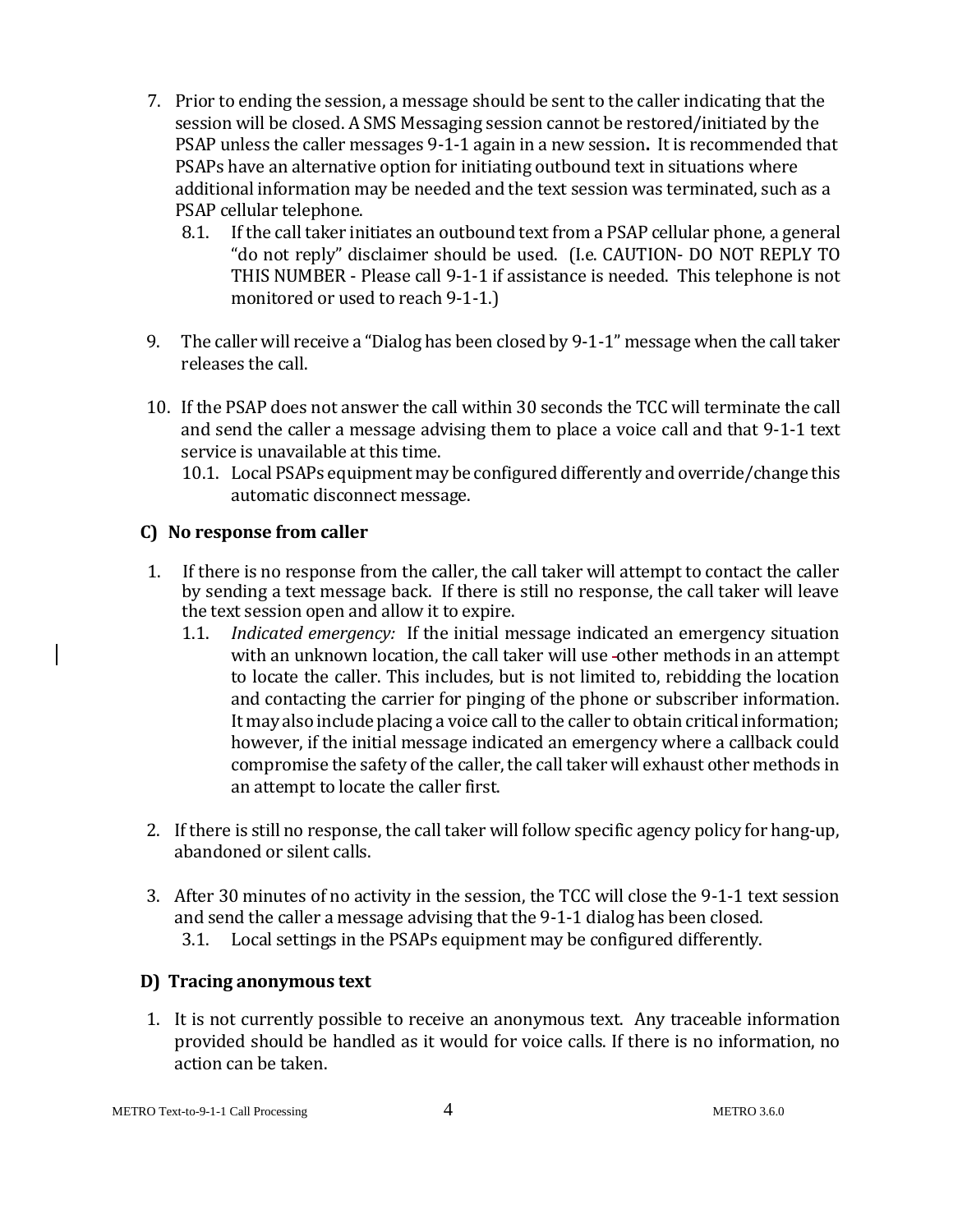7. Prior to ending the session, a message should be sent to the caller indicating that the session will be closed. A SMS Messaging session cannot be restored/initiated by the PSAP unless the caller messages 9-1-1 again in a new session**.** It is recommended that PSAPs have an alternative option for initiating outbound text in situations where additional information may be needed and the text session was terminated, such as a PSAP cellular telephone.
   - 8.1. If the call taker initiates an outbound text from a PSAP cellular phone, a general "do not reply" disclaimer should be used. (I.e. CAUTION- DO NOT REPLY TO THIS NUMBER - Please call 9-1-1 if assistance is needed. This telephone is not monitored or used to reach 9-1-1.)

9. The caller will receive a "Dialog has been closed by 9-1-1" message when the call taker releases the call.

10. If the PSAP does not answer the call within 30 seconds the TCC will terminate the call and send the caller a message advising them to place a voice call and that 9-1-1 text service is unavailable at this time.
    - 10.1. Local PSAPs equipment may be configured differently and override/change this automatic disconnect message.

### C) No response from caller

1. If there is no response from the caller, the call taker will attempt to contact the caller by sending a text message back. If there is still no response, the call taker will leave the text session open and allow it to expire.
   - 1.1. *Indicated emergency:* If the initial message indicated an emergency situation with an unknown location, the call taker will use other methods in an attempt to locate the caller. This includes, but is not limited to, rebidding the location and contacting the carrier for pinging of the phone or subscriber information. It may also include placing a voice call to the caller to obtain critical information; however, if the initial message indicated an emergency where a callback could compromise the safety of the caller, the call taker will exhaust other methods in an attempt to locate the caller first.

2. If there is still no response, the call taker will follow specific agency policy for hang-up, abandoned or silent calls.

3. After 30 minutes of no activity in the session, the TCC will close the 9-1-1 text session and send the caller a message advising that the 9-1-1 dialog has been closed.
   - 3.1. Local settings in the PSAPs equipment may be configured differently.

### D) Tracing anonymous text

1. It is not currently possible to receive an anonymous text. Any traceable information provided should be handled as it would for voice calls. If there is no information, no action can be taken.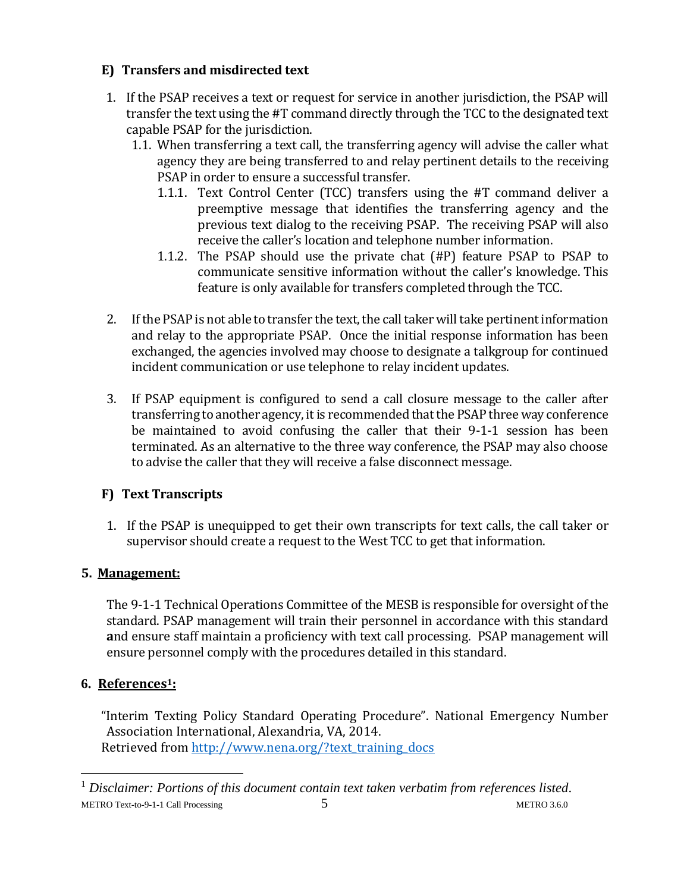### E) Transfers and misdirected text

1. If the PSAP receives a text or request for service in another jurisdiction, the PSAP will transfer the text using the #T command directly through the TCC to the designated text capable PSAP for the jurisdiction.
   1.1. When transferring a text call, the transferring agency will advise the caller what agency they are being transferred to and relay pertinent details to the receiving PSAP in order to ensure a successful transfer.
      1.1.1. Text Control Center (TCC) transfers using the #T command deliver a preemptive message that identifies the transferring agency and the previous text dialog to the receiving PSAP. The receiving PSAP will also receive the caller's location and telephone number information.
      1.1.2. The PSAP should use the private chat (#P) feature PSAP to PSAP to communicate sensitive information without the caller's knowledge. This feature is only available for transfers completed through the TCC.

2. If the PSAP is not able to transfer the text, the call taker will take pertinent information and relay to the appropriate PSAP. Once the initial response information has been exchanged, the agencies involved may choose to designate a talkgroup for continued incident communication or use telephone to relay incident updates.

3. If PSAP equipment is configured to send a call closure message to the caller after transferring to another agency, it is recommended that the PSAP three way conference be maintained to avoid confusing the caller that their 9-1-1 session has been terminated. As an alternative to the three way conference, the PSAP may also choose to advise the caller that they will receive a false disconnect message.

### F) Text Transcripts

1. If the PSAP is unequipped to get their own transcripts for text calls, the call taker or supervisor should create a request to the West TCC to get that information.

## 5. Management:

The 9-1-1 Technical Operations Committee of the MESB is responsible for oversight of the standard. PSAP management will train their personnel in accordance with this standard **a**nd ensure staff maintain a proficiency with text call processing. PSAP management will ensure personnel comply with the procedures detailed in this standard.

## 6. References[1]:

"Interim Texting Policy Standard Operating Procedure". National Emergency Number Association International, Alexandria, VA, 2014.
Retrieved from http://www.nena.org/?text_training_docs

[1] *Disclaimer: Portions of this document contain text taken verbatim from references listed.*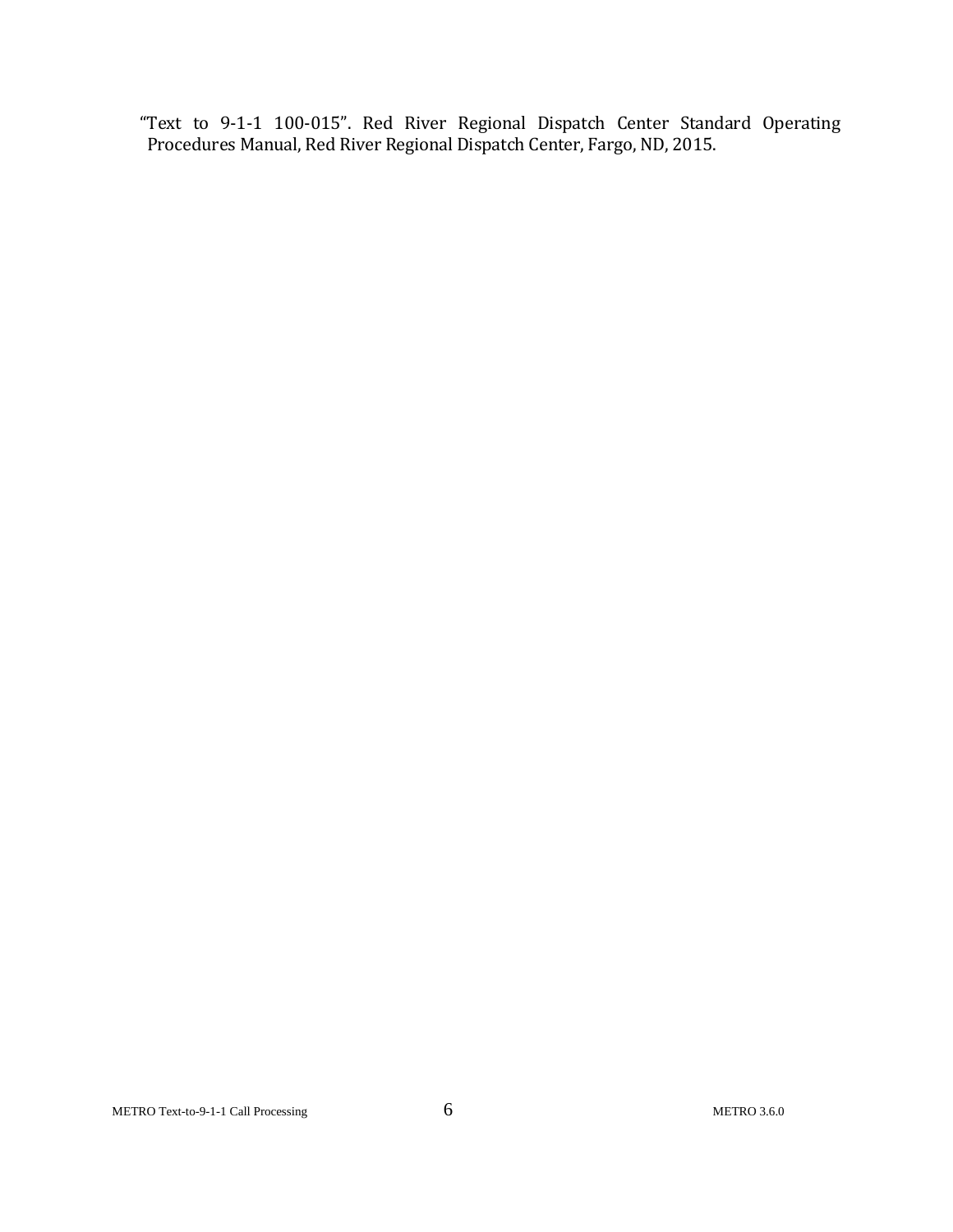“Text to 9-1-1 100-015”. Red River Regional Dispatch Center Standard Operating Procedures Manual, Red River Regional Dispatch Center, Fargo, ND, 2015.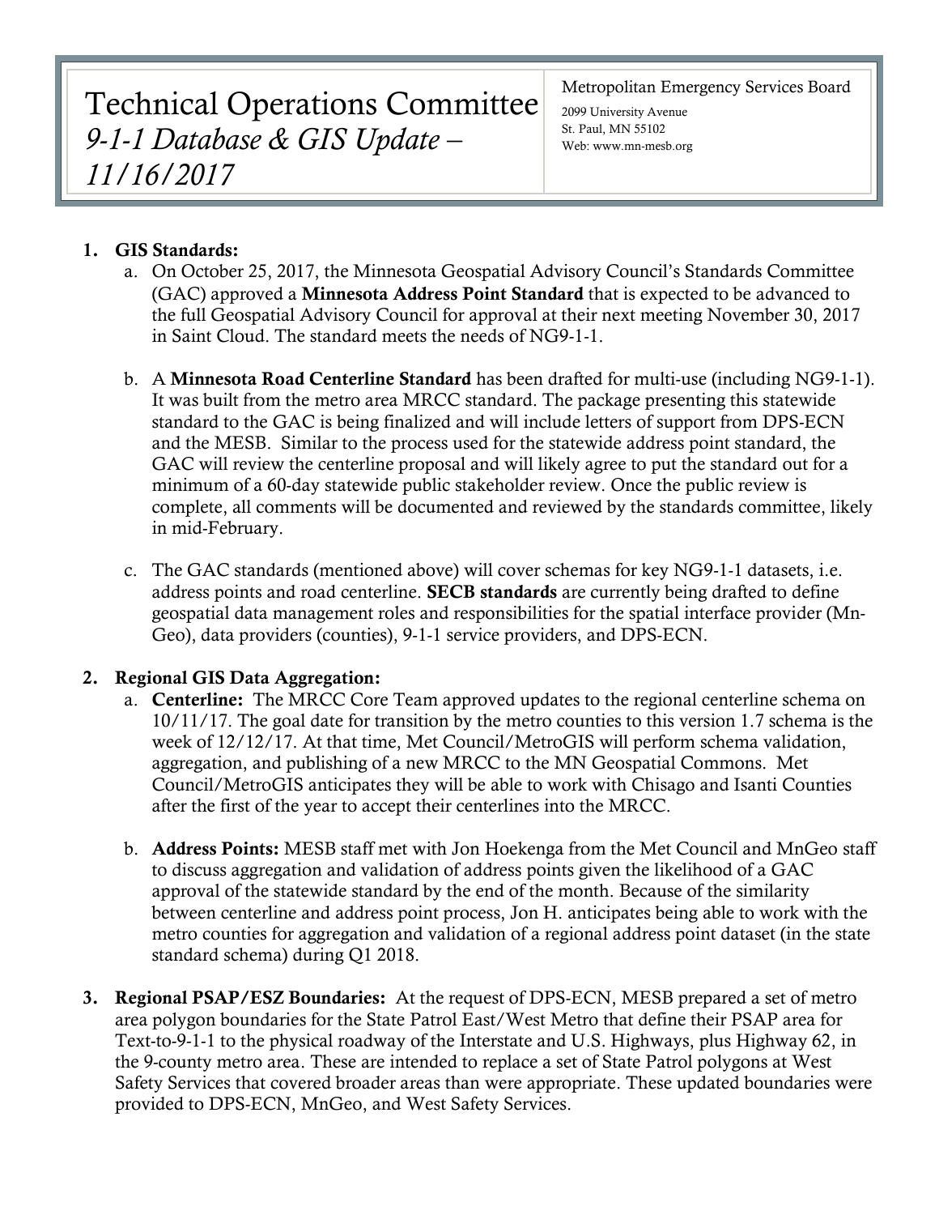# Technical Operations Committee

## *9-1-1 Database & GIS Update – 11/16/2017*

Metropolitan Emergency Services Board
2099 University Avenue
St. Paul, MN 55102
Web: www.mn-mesb.org

1. **GIS Standards:**
   a. On October 25, 2017, the Minnesota Geospatial Advisory Council's Standards Committee (GAC) approved a **Minnesota Address Point Standard** that is expected to be advanced to the full Geospatial Advisory Council for approval at their next meeting November 30, 2017 in Saint Cloud. The standard meets the needs of NG9-1-1.

   b. A **Minnesota Road Centerline Standard** has been drafted for multi-use (including NG9-1-1). It was built from the metro area MRCC standard. The package presenting this statewide standard to the GAC is being finalized and will include letters of support from DPS-ECN and the MESB. Similar to the process used for the statewide address point standard, the GAC will review the centerline proposal and will likely agree to put the standard out for a minimum of a 60-day statewide public stakeholder review. Once the public review is complete, all comments will be documented and reviewed by the standards committee, likely in mid-February.

   c. The GAC standards (mentioned above) will cover schemas for key NG9-1-1 datasets, i.e. address points and road centerline. **SECB standards** are currently being drafted to define geospatial data management roles and responsibilities for the spatial interface provider (Mn-Geo), data providers (counties), 9-1-1 service providers, and DPS-ECN.

2. **Regional GIS Data Aggregation:**
   a. **Centerline:** The MRCC Core Team approved updates to the regional centerline schema on 10/11/17. The goal date for transition by the metro counties to this version 1.7 schema is the week of 12/12/17. At that time, Met Council/MetroGIS will perform schema validation, aggregation, and publishing of a new MRCC to the MN Geospatial Commons. Met Council/MetroGIS anticipates they will be able to work with Chisago and Isanti Counties after the first of the year to accept their centerlines into the MRCC.

   b. **Address Points:** MESB staff met with Jon Hoekenga from the Met Council and MnGeo staff to discuss aggregation and validation of address points given the likelihood of a GAC approval of the statewide standard by the end of the month. Because of the similarity between centerline and address point process, Jon H. anticipates being able to work with the metro counties for aggregation and validation of a regional address point dataset (in the state standard schema) during Q1 2018.

3. **Regional PSAP/ESZ Boundaries:** At the request of DPS-ECN, MESB prepared a set of metro area polygon boundaries for the State Patrol East/West Metro that define their PSAP area for Text-to-9-1-1 to the physical roadway of the Interstate and U.S. Highways, plus Highway 62, in the 9-county metro area. These are intended to replace a set of State Patrol polygons at West Safety Services that covered broader areas than were appropriate. These updated boundaries were provided to DPS-ECN, MnGeo, and West Safety Services.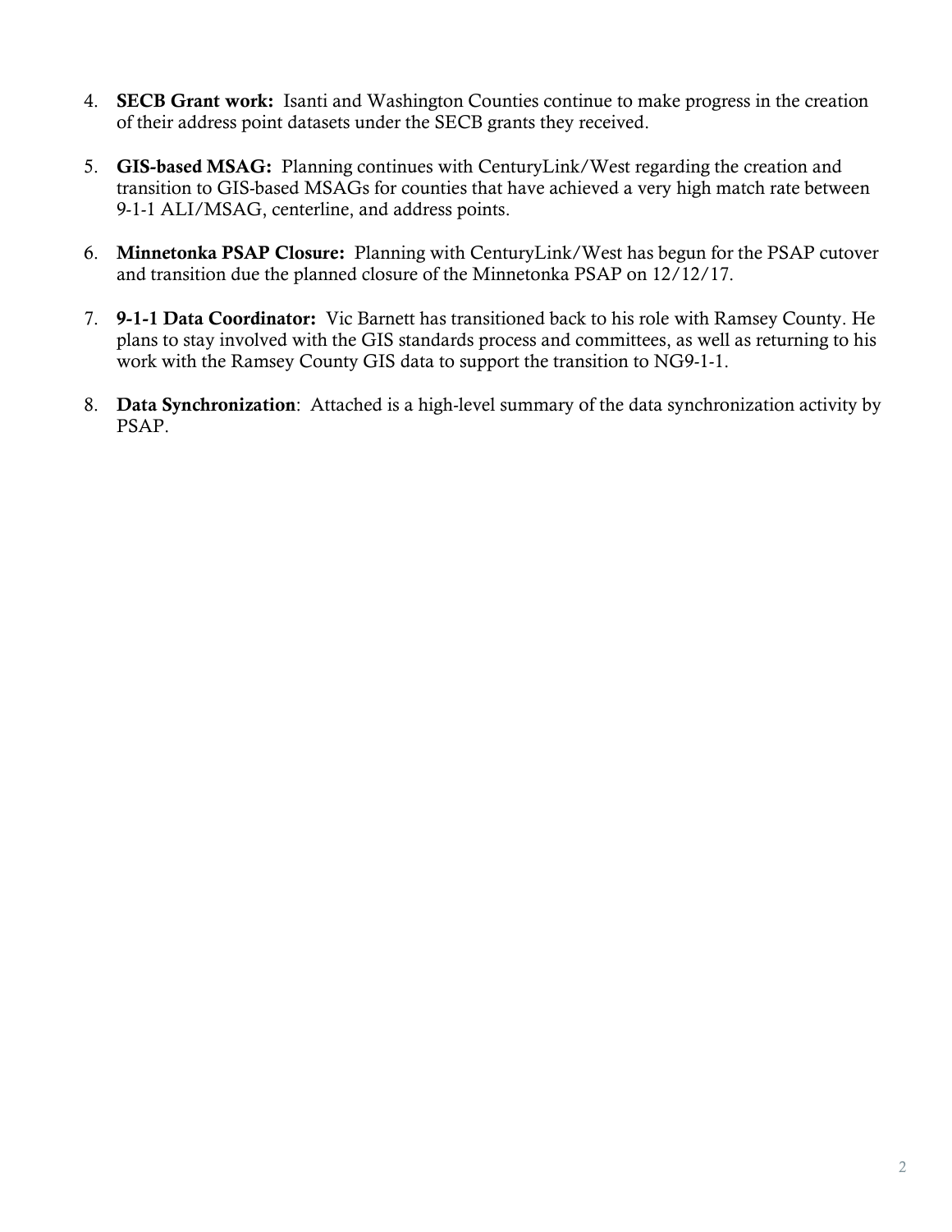4. **SECB Grant work:** Isanti and Washington Counties continue to make progress in the creation of their address point datasets under the SECB grants they received.

5. **GIS-based MSAG:** Planning continues with CenturyLink/West regarding the creation and transition to GIS-based MSAGs for counties that have achieved a very high match rate between 9-1-1 ALI/MSAG, centerline, and address points.

6. **Minnetonka PSAP Closure:** Planning with CenturyLink/West has begun for the PSAP cutover and transition due the planned closure of the Minnetonka PSAP on 12/12/17.

7. **9-1-1 Data Coordinator:** Vic Barnett has transitioned back to his role with Ramsey County. He plans to stay involved with the GIS standards process and committees, as well as returning to his work with the Ramsey County GIS data to support the transition to NG9-1-1.

8. **Data Synchronization**: Attached is a high-level summary of the data synchronization activity by PSAP.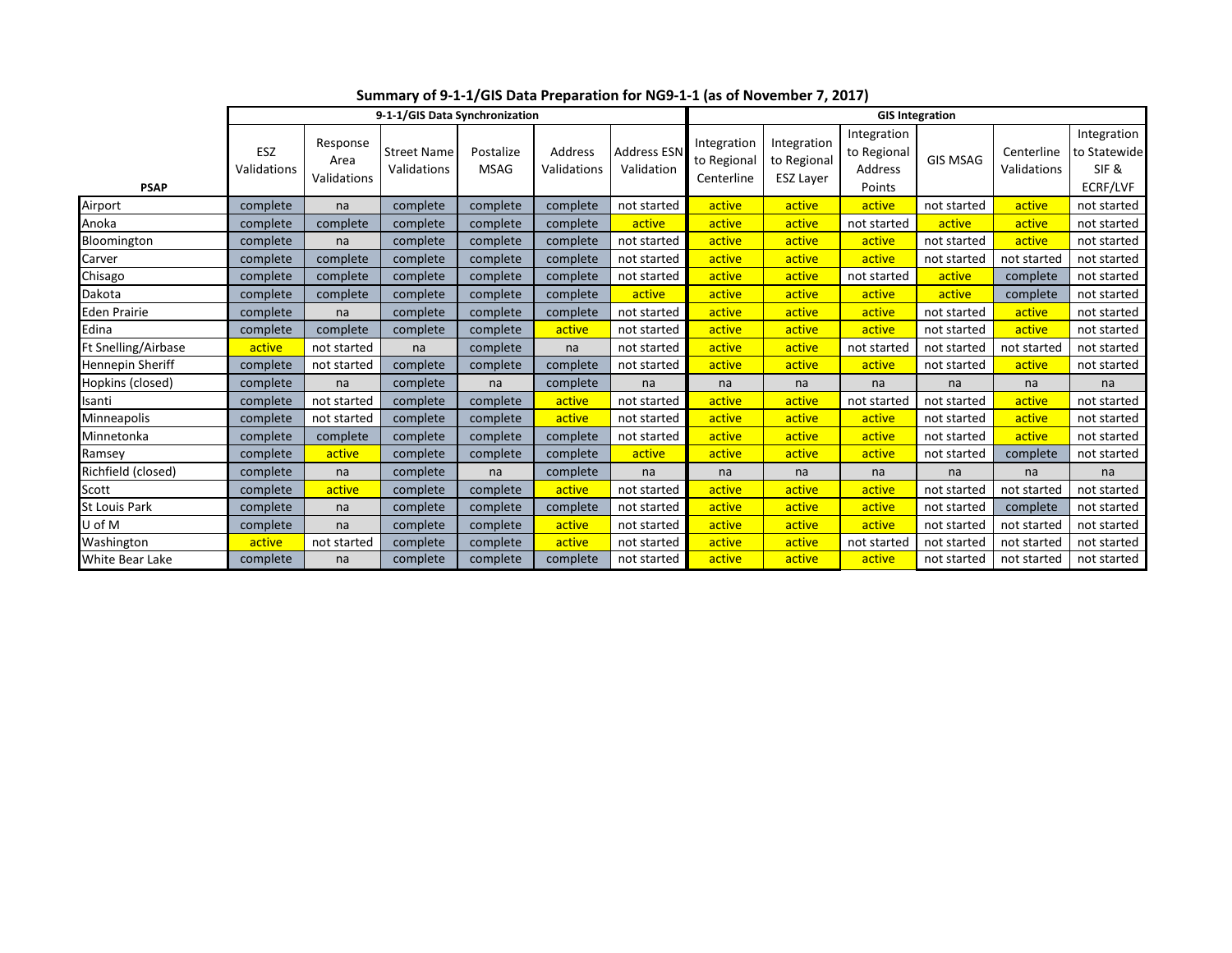**Summary of 9-1-1/GIS Data Preparation for NG9-1-1 (as of November 7, 2017)**

| | 9-1-1/GIS Data Synchronization | | | | | | GIS Integration | | | | | |
|---|---|---|---|---|---|---|---|---|---|---|---|---|
| PSAP | ESZ Validations | Response Area Validations | Street Name Validations | Postalize MSAG | Address Validations | Address ESN Validation | Integration to Regional Centerline | Integration to Regional ESZ Layer | Integration to Regional Address Points | GIS MSAG | Centerline Validations | Integration to Statewide SIF & ECRF/LVF |
| Airport | complete | na | complete | complete | complete | not started | active | active | active | not started | active | not started |
| Anoka | complete | complete | complete | complete | complete | active | active | active | not started | active | active | not started |
| Bloomington | complete | na | complete | complete | complete | not started | active | active | active | not started | active | not started |
| Carver | complete | complete | complete | complete | complete | not started | active | active | active | not started | not started | not started |
| Chisago | complete | complete | complete | complete | complete | not started | active | active | not started | active | complete | not started |
| Dakota | complete | complete | complete | complete | complete | active | active | active | active | active | complete | not started |
| Eden Prairie | complete | na | complete | complete | complete | not started | active | active | active | not started | active | not started |
| Edina | complete | complete | complete | complete | active | not started | active | active | active | not started | active | not started |
| Ft Snelling/Airbase | active | not started | na | complete | na | not started | active | active | not started | not started | not started | not started |
| Hennepin Sheriff | complete | not started | complete | complete | complete | not started | active | active | active | not started | active | not started |
| Hopkins (closed) | complete | na | complete | na | complete | na | na | na | na | na | na | na |
| Isanti | complete | not started | complete | complete | active | not started | active | active | not started | not started | active | not started |
| Minneapolis | complete | not started | complete | complete | active | not started | active | active | active | not started | active | not started |
| Minnetonka | complete | complete | complete | complete | complete | not started | active | active | active | not started | active | not started |
| Ramsey | complete | active | complete | complete | complete | active | active | active | active | not started | complete | not started |
| Richfield (closed) | complete | na | complete | na | complete | na | na | na | na | na | na | na |
| Scott | complete | active | complete | complete | active | not started | active | active | active | not started | not started | not started |
| St Louis Park | complete | na | complete | complete | complete | not started | active | active | active | not started | complete | not started |
| U of M | complete | na | complete | complete | active | not started | active | active | active | not started | not started | not started |
| Washington | active | not started | complete | complete | active | not started | active | active | not started | not started | not started | not started |
| White Bear Lake | complete | na | complete | complete | complete | not started | active | active | active | not started | not started | not started |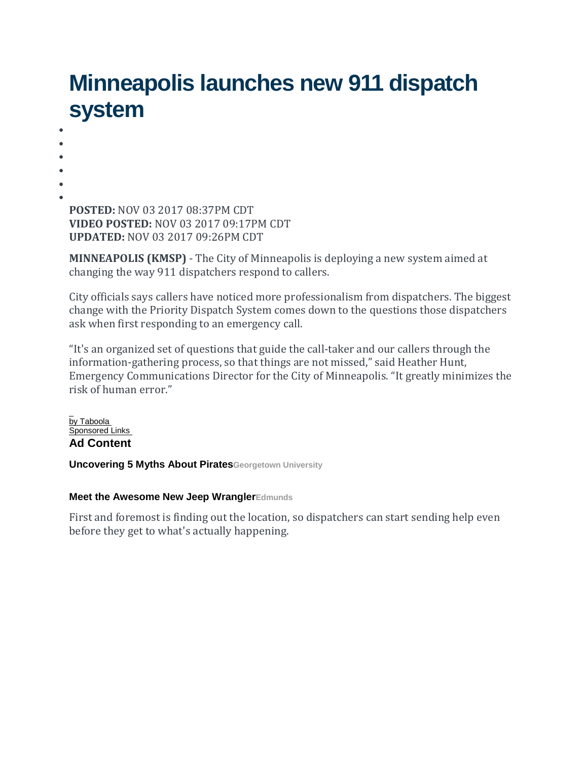# Minneapolis launches new 911 dispatch system

**POSTED:** NOV 03 2017 08:37PM CDT  
**VIDEO POSTED:** NOV 03 2017 09:17PM CDT  
**UPDATED:** NOV 03 2017 09:26PM CDT

**MINNEAPOLIS (KMSP)** - The City of Minneapolis is deploying a new system aimed at changing the way 911 dispatchers respond to callers.

City officials says callers have noticed more professionalism from dispatchers. The biggest change with the Priority Dispatch System comes down to the questions those dispatchers ask when first responding to an emergency call.

“It's an organized set of questions that guide the call-taker and our callers through the information-gathering process, so that things are not missed,” said Heather Hunt, Emergency Communications Director for the City of Minneapolis. “It greatly minimizes the risk of human error.”

by Taboola  
Sponsored Links

**Ad Content**

**Uncovering 5 Myths About Pirates** Georgetown University

**Meet the Awesome New Jeep Wrangler** Edmunds

First and foremost is finding out the location, so dispatchers can start sending help even before they get to what's actually happening.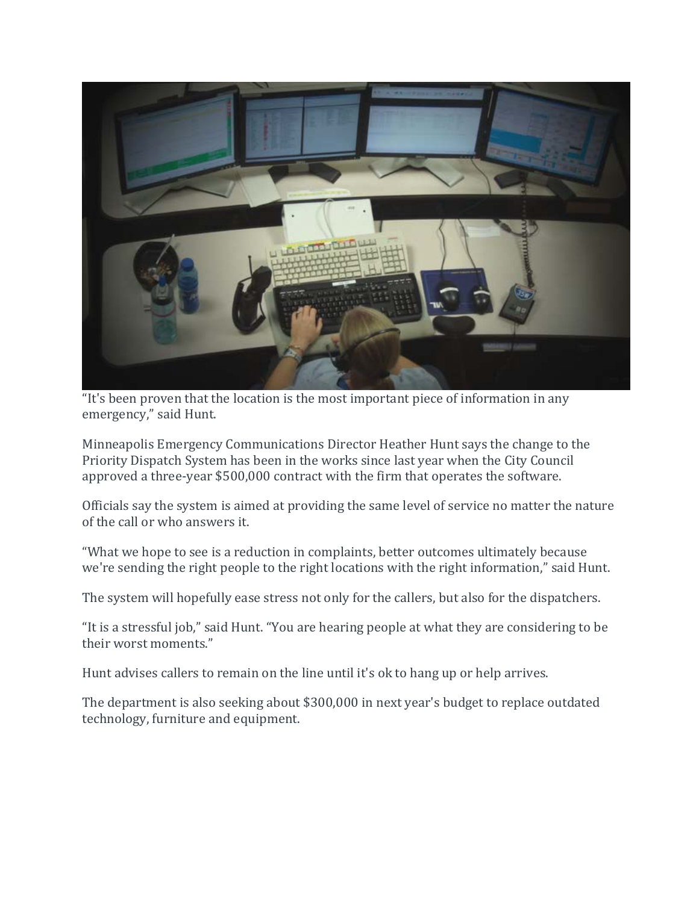"It's been proven that the location is the most important piece of information in any emergency," said Hunt.

Minneapolis Emergency Communications Director Heather Hunt says the change to the Priority Dispatch System has been in the works since last year when the City Council approved a three-year $500,000 contract with the firm that operates the software.

Officials say the system is aimed at providing the same level of service no matter the nature of the call or who answers it.

"What we hope to see is a reduction in complaints, better outcomes ultimately because we're sending the right people to the right locations with the right information," said Hunt.

The system will hopefully ease stress not only for the callers, but also for the dispatchers.

"It is a stressful job," said Hunt. "You are hearing people at what they are considering to be their worst moments."

Hunt advises callers to remain on the line until it's ok to hang up or help arrives.

The department is also seeking about $300,000 in next year's budget to replace outdated technology, furniture and equipment.